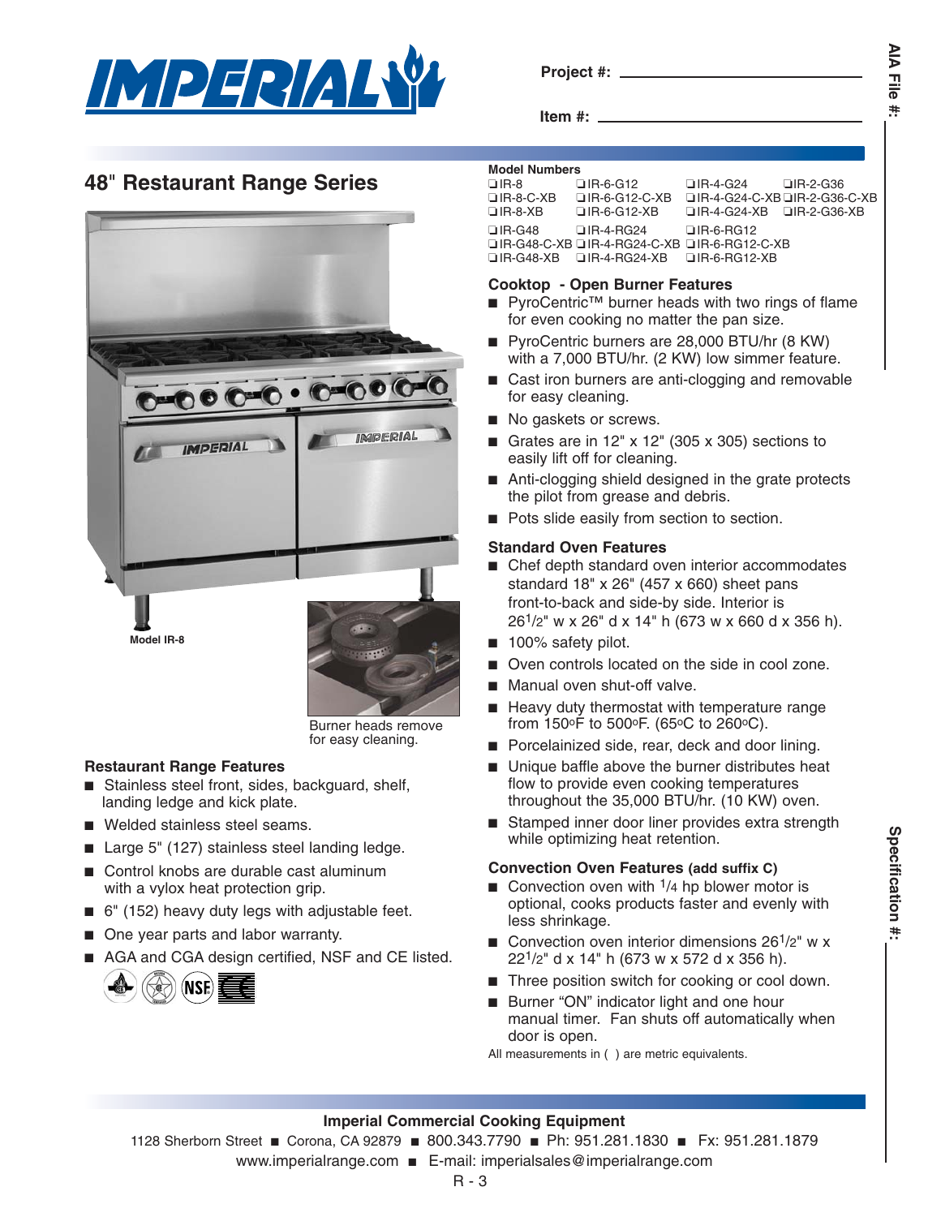**Project #:** ______________________

**Item #:** ______________________

**AIA File #:**

**Specification #:**

## 48" Restaurant Range Series

Model IR-8

Burner heads remove for easy cleaning.

### Restaurant Range Features

- Stainless steel front, sides, backguard, shelf, landing ledge and kick plate.
- Welded stainless steel seams.
- Large 5" (127) stainless steel landing ledge.
- Control knobs are durable cast aluminum with a vylox heat protection grip.
- 6" (152) heavy duty legs with adjustable feet.
- One year parts and labor warranty.
- AGA and CGA design certified, NSF and CE listed.

### Model Numbers

| | | | |
|---|---|---|---|
| ❑IR-8 | ❑IR-6-G12 | ❑IR-4-G24 | ❑IR-2-G36 |
| ❑IR-8-C-XB | ❑IR-6-G12-C-XB | ❑IR-4-G24-C-XB | ❑IR-2-G36-C-XB |
| ❑IR-8-XB | ❑IR-6-G12-XB | ❑IR-4-G24-XB | ❑IR-2-G36-XB |
| ❑IR-G48 | ❑IR-4-RG24 | ❑IR-6-RG12 | |
| ❑IR-G48-C-XB | ❑IR-4-RG24-C-XB | ❑IR-6-RG12-C-XB | |
| ❑IR-G48-XB | ❑IR-4-RG24-XB | ❑IR-6-RG12-XB | |

### Cooktop - Open Burner Features

- PyroCentric™ burner heads with two rings of flame for even cooking no matter the pan size.
- PyroCentric burners are 28,000 BTU/hr (8 KW) with a 7,000 BTU/hr. (2 KW) low simmer feature.
- Cast iron burners are anti-clogging and removable for easy cleaning.
- No gaskets or screws.
- Grates are in 12" x 12" (305 x 305) sections to easily lift off for cleaning.
- Anti-clogging shield designed in the grate protects the pilot from grease and debris.
- Pots slide easily from section to section.

### Standard Oven Features

- Chef depth standard oven interior accommodates standard 18" x 26" (457 x 660) sheet pans front-to-back and side-by side. Interior is 26 1/2" w x 26" d x 14" h (673 w x 660 d x 356 h).
- 100% safety pilot.
- Oven controls located on the side in cool zone.
- Manual oven shut-off valve.
- Heavy duty thermostat with temperature range from 150°F to 500°F. (65°C to 260°C).
- Porcelainized side, rear, deck and door lining.
- Unique baffle above the burner distributes heat flow to provide even cooking temperatures throughout the 35,000 BTU/hr. (10 KW) oven.
- Stamped inner door liner provides extra strength while optimizing heat retention.

### Convection Oven Features (add suffix C)

- Convection oven with 1/4 hp blower motor is optional, cooks products faster and evenly with less shrinkage.
- Convection oven interior dimensions 26 1/2" w x 22 1/2" d x 14" h (673 w x 572 d x 356 h).
- Three position switch for cooking or cool down.
- Burner "ON" indicator light and one hour manual timer. Fan shuts off automatically when door is open.

All measurements in ( ) are metric equivalents.

**Imperial Commercial Cooking Equipment**

1128 Sherborn Street ■ Corona, CA 92879 ■ 800.343.7790 ■ Ph: 951.281.1830 ■ Fx: 951.281.1879

www.imperialrange.com ■ E-mail: imperialsales@imperialrange.com

R - 3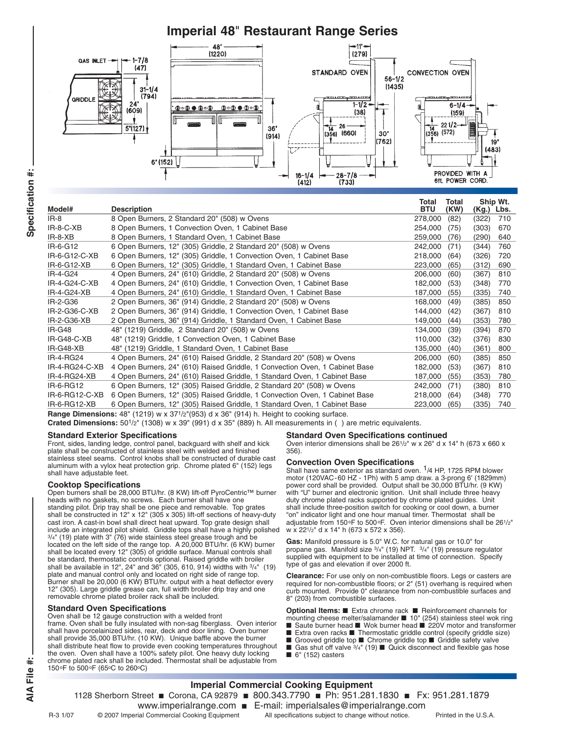# Imperial 48" Restaurant Range Series

GAS INLET
1-7/8 (47)
GRIDDLE
31-1/4 (794)
24" (609)
5"(127)
6" (152)
48" (1220)
36" (914)
11" (279)
STANDARD OVEN
56-1/2 (1435)
1-1/2 (38)
14 (356)
26 (660)
30" (762)
16-1/4 (412)
28-7/8 (733)
CONVECTION OVEN
6-1/4 (159)
14 (356)
22 1/2 (572)
19" (483)
PROVIDED WITH A 6ft. POWER CORD.

| Model# | Description | Total BTU | Total (KW) | Ship Wt. (Kg.) | Ship Wt. Lbs. |
|---|---|---|---|---|---|
| IR-8 | 8 Open Burners, 2 Standard 20" (508) w Ovens | 278,000 | (82) | (322) | 710 |
| IR-8-C-XB | 8 Open Burners, 1 Convection Oven, 1 Cabinet Base | 254,000 | (75) | (303) | 670 |
| IR-8-XB | 8 Open Burners, 1 Standard Oven, 1 Cabinet Base | 259,000 | (76) | (290) | 640 |
| IR-6-G12 | 6 Open Burners, 12" (305) Griddle, 2 Standard 20" (508) w Ovens | 242,000 | (71) | (344) | 760 |
| IR-6-G12-C-XB | 6 Open Burners, 12" (305) Griddle, 1 Convection Oven, 1 Cabinet Base | 218,000 | (64) | (326) | 720 |
| IR-6-G12-XB | 6 Open Burners, 12" (305) Griddle, 1 Standard Oven, 1 Cabinet Base | 223,000 | (65) | (312) | 690 |
| IR-4-G24 | 4 Open Burners, 24" (610) Griddle, 2 Standard 20" (508) w Ovens | 206,000 | (60) | (367) | 810 |
| IR-4-G24-C-XB | 4 Open Burners, 24" (610) Griddle, 1 Convection Oven, 1 Cabinet Base | 182,000 | (53) | (348) | 770 |
| IR-4-G24-XB | 4 Open Burners, 24" (610) Griddle, 1 Standard Oven, 1 Cabinet Base | 187,000 | (55) | (335) | 740 |
| IR-2-G36 | 2 Open Burners, 36" (914) Griddle, 2 Standard 20" (508) w Ovens | 168,000 | (49) | (385) | 850 |
| IR-2-G36-C-XB | 2 Open Burners, 36" (914) Griddle, 1 Convection Oven, 1 Cabinet Base | 144,000 | (42) | (367) | 810 |
| IR-2-G36-XB | 2 Open Burners, 36" (914) Griddle, 1 Standard Oven, 1 Cabinet Base | 149,000 | (44) | (353) | 780 |
| IR-G48 | 48" (1219) Griddle, 2 Standard 20" (508) w Ovens | 134,000 | (39) | (394) | 870 |
| IR-G48-C-XB | 48" (1219) Griddle, 1 Convection Oven, 1 Cabinet Base | 110,000 | (32) | (376) | 830 |
| IR-G48-XB | 48" (1219) Griddle, 1 Standard Oven, 1 Cabinet Base | 135,000 | (40) | (361) | 800 |
| IR-4-RG24 | 4 Open Burners, 24" (610) Raised Griddle, 2 Standard 20" (508) w Ovens | 206,000 | (60) | (385) | 850 |
| IR-4-RG24-C-XB | 4 Open Burners, 24" (610) Raised Griddle, 1 Convection Oven, 1 Cabinet Base | 182,000 | (53) | (367) | 810 |
| IR-4-RG24-XB | 4 Open Burners, 24" (610) Raised Griddle, 1 Standard Oven, 1 Cabinet Base | 187,000 | (55) | (353) | 780 |
| IR-6-RG12 | 6 Open Burners, 12" (305) Raised Griddle, 2 Standard 20" (508) w Ovens | 242,000 | (71) | (380) | 810 |
| IR-6-RG12-C-XB | 6 Open Burners, 12" (305) Raised Griddle, 1 Convection Oven, 1 Cabinet Base | 218,000 | (64) | (348) | 770 |
| IR-6-RG12-XB | 6 Open Burners, 12" (305) Raised Griddle, 1 Standard Oven, 1 Cabinet Base | 223,000 | (65) | (335) | 740 |

**Range Dimensions:** 48" (1219) w x 37-1/2"(953) d x 36" (914) h. Height to cooking surface.
**Crated Dimensions:** 50-1/2" (1308) w x 39" (991) d x 35" (889) h. All measurements in ( ) are metric equivalents.

### Standard Exterior Specifications

Front, sides, landing ledge, control panel, backguard with shelf and kick plate shall be constructed of stainless steel with welded and finished stainless steel seams. Control knobs shall be constructed of durable cast aluminum with a vylox heat protection grip. Chrome plated 6" (152) legs shall have adjustable feet.

### Cooktop Specifications

Open burners shall be 28,000 BTU/hr. (8 KW) lift-off PyroCentric™ burner heads with no gaskets, no screws. Each burner shall have one standing pilot. Drip tray shall be one piece and removable. Top grates shall be constructed in 12" x 12" (305 x 305) lift-off sections of heavy-duty cast iron. A cast-in bowl shall direct heat upward. Top grate design shall include an integrated pilot shield. Griddle tops shall have a highly polished 3/4" (19) plate with 3" (76) wide stainless steel grease trough and be located on the left side of the range top. A 20,000 BTU/hr. (6 KW) burner shall be located every 12" (305) of griddle surface. Manual controls shall be standard, thermostatic controls optional. Raised griddle with broiler shall be available in 12", 24" and 36" (305, 610, 914) widths with 3/4" (19) plate and manual control only and located on right side of range top. Burner shall be 20,000 (6 KW) BTU/hr. output with a heat deflector every 12" (305). Large griddle grease can, full width broiler drip tray and one removable chrome plated broiler rack shall be included.

### Standard Oven Specifications

Oven shall be 12 gauge construction with a welded front frame. Oven shall be fully insulated with non-sag fiberglass. Oven interior shall have porcelainized sides, rear, deck and door lining. Oven burner shall provide 35,000 BTU/hr. (10 KW). Unique baffle above the burner shall distribute heat flow to provide even cooking temperatures throughout the oven. Oven shall have a 100% safety pilot. One heavy duty locking chrome plated rack shall be included. Thermostat shall be adjustable from 150°F to 500°F (65°C to 260°C)

### Standard Oven Specifications continued

Oven interior dimensions shall be 26-1/2" w x 26" d x 14" h (673 x 660 x 356).

### Convection Oven Specifications

Shall have same exterior as standard oven. 1/4 HP, 1725 RPM blower motor (120VAC-60 HZ - 1Ph) with 5 amp draw. a 3-prong 6' (1829mm) power cord shall be provided. Output shall be 30,000 BTU/hr. (9 KW) with "U" burner and electronic ignition. Unit shall include three heavy duty chrome plated racks supported by chrome plated guides. Unit shall include three-position switch for cooking or cool down, a burner "on" indicator light and one hour manual timer. Thermostat shall be adjustable from 150°F to 500°F. Oven interior dimensions shall be 26-1/2" w x 22-1/2" d x 14" h (673 x 572 x 356).

**Gas:** Manifold pressure is 5.0" W.C. for natural gas or 10.0" for propane gas. Manifold size 3/4" (19) NPT. 3/4" (19) pressure regulator supplied with equipment to be installed at time of connection. Specify type of gas and elevation if over 2000 ft.

**Clearance:** For use only on non-combustible floors. Legs or casters are required for non-combustible floors; or 2" (51) overhang is required when curb mounted. Provide 0" clearance from non-combustible surfaces and 8" (203) from combustible surfaces.

**Optional Items:** ■ Extra chrome rack ■ Reinforcement channels for mounting cheese melter/salamander ■ 10" (254) stainless steel wok ring ■ Saute burner head ■ Wok burner head ■ 220V motor and transformer ■ Extra oven racks ■ Thermostatic griddle control (specify griddle size) ■ Grooved griddle top ■ Chrome griddle top ■ Griddle safety valve ■ Gas shut off valve 3/4" (19) ■ Quick disconnect and flexible gas hose ■ 6" (152) casters

**Imperial Commercial Cooking Equipment**
1128 Sherborn Street ■ Corona, CA 92879 ■ 800.343.7790 ■ Ph: 951.281.1830 ■ Fx: 951.281.1879
www.imperialrange.com ■ E-mail: imperialsales@imperialrange.com

R-3 1/07 © 2007 Imperial Commercial Cooking Equipment All specifications subject to change without notice. Printed in the U.S.A.

Specification #: ______
AIA File #: ______